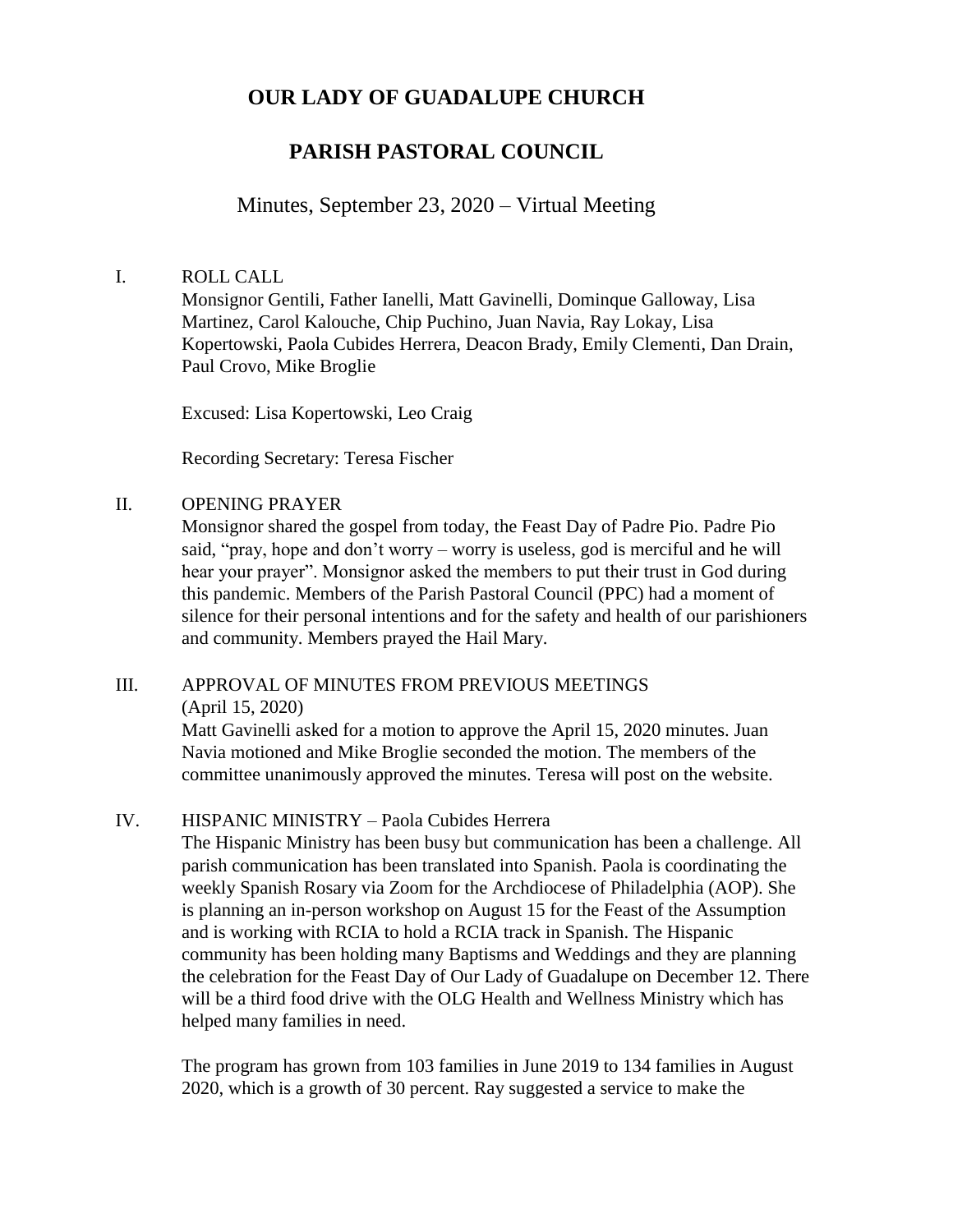# OUR LADY OF GUADALUPE CHURCH

# PARISH PASTORAL COUNCIL

## Minutes, September 23, 2020 – Virtual Meeting

## I. ROLL CALL

Monsignor Gentili, Father Ianelli, Matt Gavinelli, Dominque Galloway, Lisa Martinez, Carol Kalouche, Chip Puchino, Juan Navia, Ray Lokay, Lisa Kopertowski, Paola Cubides Herrera, Deacon Brady, Emily Clementi, Dan Drain, Paul Crovo, Mike Broglie

Excused: Lisa Kopertowski, Leo Craig

Recording Secretary: Teresa Fischer

## II. OPENING PRAYER

Monsignor shared the gospel from today, the Feast Day of Padre Pio. Padre Pio said, "pray, hope and don't worry – worry is useless, god is merciful and he will hear your prayer". Monsignor asked the members to put their trust in God during this pandemic. Members of the Parish Pastoral Council (PPC) had a moment of silence for their personal intentions and for the safety and health of our parishioners and community. Members prayed the Hail Mary.

## III. APPROVAL OF MINUTES FROM PREVIOUS MEETINGS

(April 15, 2020)

Matt Gavinelli asked for a motion to approve the April 15, 2020 minutes. Juan Navia motioned and Mike Broglie seconded the motion. The members of the committee unanimously approved the minutes. Teresa will post on the website.

## IV. HISPANIC MINISTRY – Paola Cubides Herrera

The Hispanic Ministry has been busy but communication has been a challenge. All parish communication has been translated into Spanish. Paola is coordinating the weekly Spanish Rosary via Zoom for the Archdiocese of Philadelphia (AOP). She is planning an in-person workshop on August 15 for the Feast of the Assumption and is working with RCIA to hold a RCIA track in Spanish. The Hispanic community has been holding many Baptisms and Weddings and they are planning the celebration for the Feast Day of Our Lady of Guadalupe on December 12. There will be a third food drive with the OLG Health and Wellness Ministry which has helped many families in need.

The program has grown from 103 families in June 2019 to 134 families in August 2020, which is a growth of 30 percent. Ray suggested a service to make the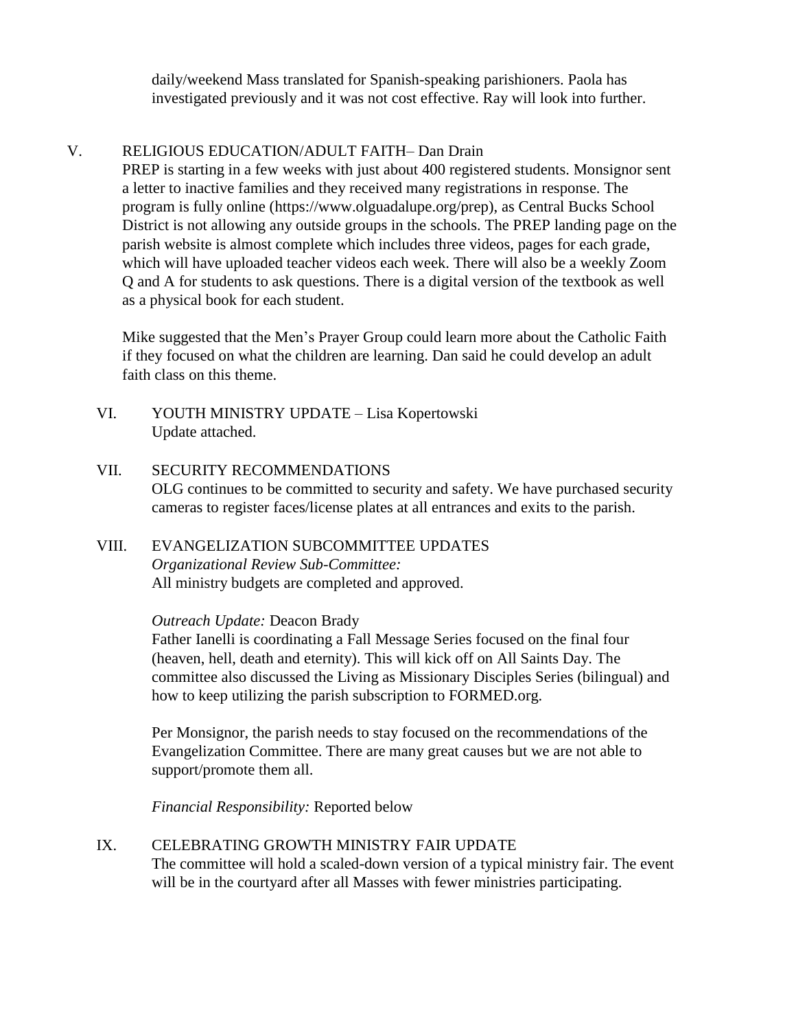daily/weekend Mass translated for Spanish-speaking parishioners. Paola has investigated previously and it was not cost effective. Ray will look into further.

V. RELIGIOUS EDUCATION/ADULT FAITH– Dan Drain

PREP is starting in a few weeks with just about 400 registered students. Monsignor sent a letter to inactive families and they received many registrations in response. The program is fully online (https://www.olguadalupe.org/prep), as Central Bucks School District is not allowing any outside groups in the schools. The PREP landing page on the parish website is almost complete which includes three videos, pages for each grade, which will have uploaded teacher videos each week. There will also be a weekly Zoom Q and A for students to ask questions. There is a digital version of the textbook as well as a physical book for each student.

Mike suggested that the Men's Prayer Group could learn more about the Catholic Faith if they focused on what the children are learning. Dan said he could develop an adult faith class on this theme.

VI. YOUTH MINISTRY UPDATE – Lisa Kopertowski

Update attached.

VII. SECURITY RECOMMENDATIONS

OLG continues to be committed to security and safety. We have purchased security cameras to register faces/license plates at all entrances and exits to the parish.

VIII. EVANGELIZATION SUBCOMMITTEE UPDATES

*Organizational Review Sub-Committee:*
All ministry budgets are completed and approved.

*Outreach Update:* Deacon Brady
Father Ianelli is coordinating a Fall Message Series focused on the final four (heaven, hell, death and eternity). This will kick off on All Saints Day. The committee also discussed the Living as Missionary Disciples Series (bilingual) and how to keep utilizing the parish subscription to FORMED.org.

Per Monsignor, the parish needs to stay focused on the recommendations of the Evangelization Committee. There are many great causes but we are not able to support/promote them all.

*Financial Responsibility:* Reported below

IX. CELEBRATING GROWTH MINISTRY FAIR UPDATE

The committee will hold a scaled-down version of a typical ministry fair. The event will be in the courtyard after all Masses with fewer ministries participating.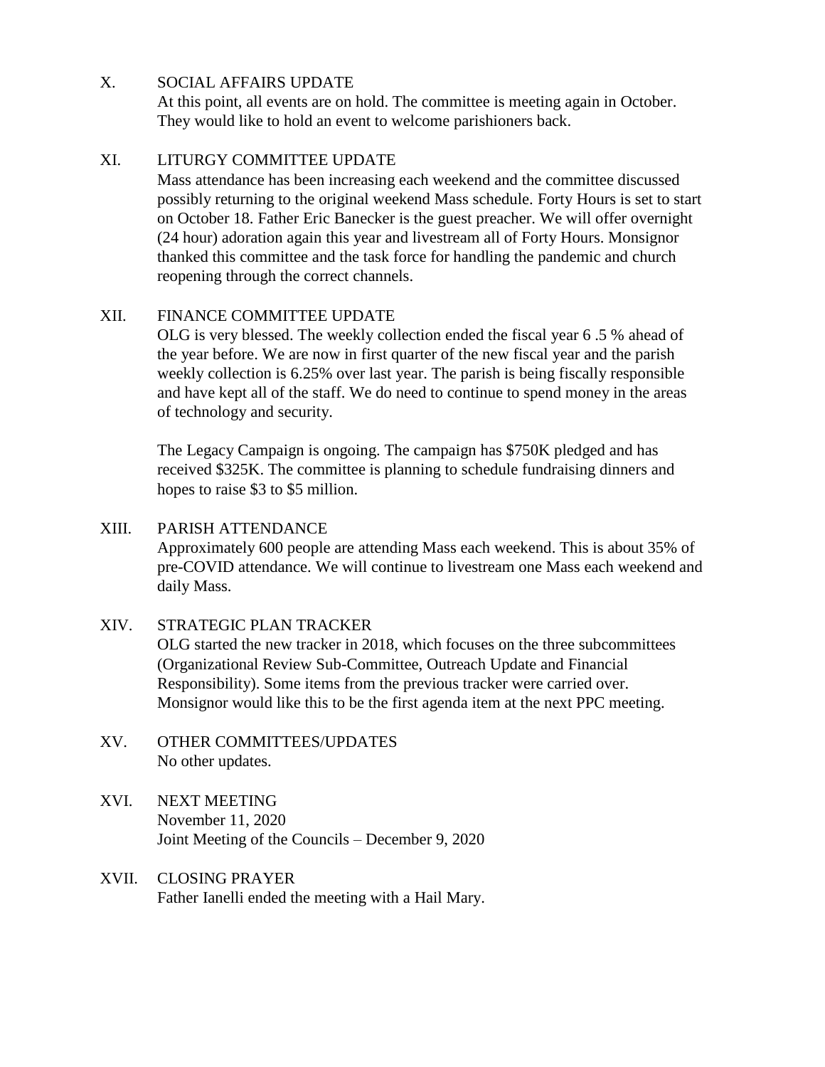X. SOCIAL AFFAIRS UPDATE

At this point, all events are on hold. The committee is meeting again in October. They would like to hold an event to welcome parishioners back.

XI. LITURGY COMMITTEE UPDATE

Mass attendance has been increasing each weekend and the committee discussed possibly returning to the original weekend Mass schedule. Forty Hours is set to start on October 18. Father Eric Banecker is the guest preacher. We will offer overnight (24 hour) adoration again this year and livestream all of Forty Hours. Monsignor thanked this committee and the task force for handling the pandemic and church reopening through the correct channels.

XII. FINANCE COMMITTEE UPDATE

OLG is very blessed. The weekly collection ended the fiscal year 6 .5 % ahead of the year before. We are now in first quarter of the new fiscal year and the parish weekly collection is 6.25% over last year. The parish is being fiscally responsible and have kept all of the staff. We do need to continue to spend money in the areas of technology and security.

The Legacy Campaign is ongoing. The campaign has $750K pledged and has received $325K. The committee is planning to schedule fundraising dinners and hopes to raise $3 to $5 million.

XIII. PARISH ATTENDANCE

Approximately 600 people are attending Mass each weekend. This is about 35% of pre-COVID attendance. We will continue to livestream one Mass each weekend and daily Mass.

XIV. STRATEGIC PLAN TRACKER

OLG started the new tracker in 2018, which focuses on the three subcommittees (Organizational Review Sub-Committee, Outreach Update and Financial Responsibility). Some items from the previous tracker were carried over. Monsignor would like this to be the first agenda item at the next PPC meeting.

XV. OTHER COMMITTEES/UPDATES

No other updates.

XVI. NEXT MEETING

November 11, 2020
Joint Meeting of the Councils – December 9, 2020

XVII. CLOSING PRAYER

Father Ianelli ended the meeting with a Hail Mary.